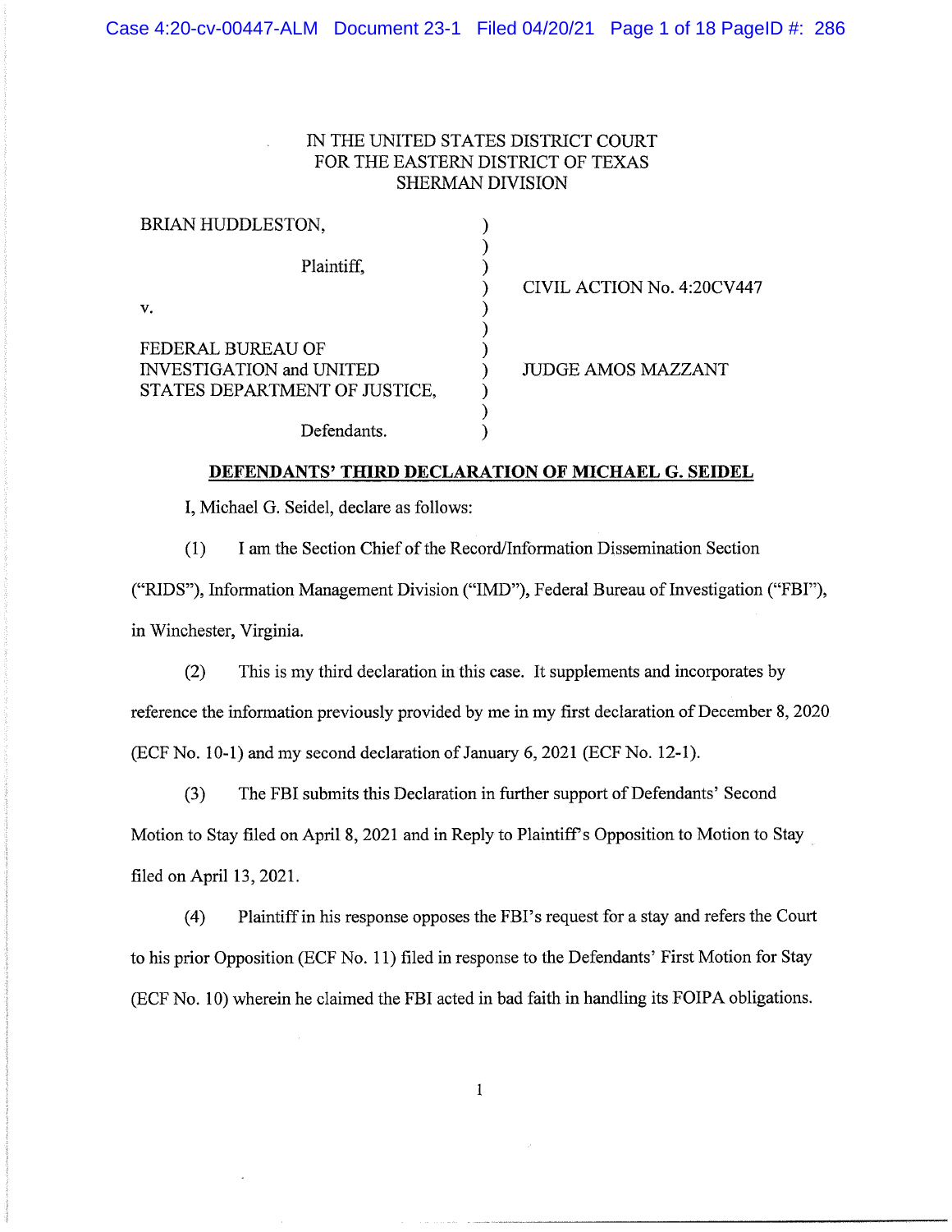IN THE UNITED STATES DISTRICT COURT
FOR THE EASTERN DISTRICT OF TEXAS
SHERMAN DIVISION

| | | |
|---|---|---|
| BRIAN HUDDLESTON, Plaintiff, | ) | CIVIL ACTION No. 4:20CV447 |
| v. | ) | |
| FEDERAL BUREAU OF INVESTIGATION and UNITED STATES DEPARTMENT OF JUSTICE, Defendants. | ) | JUDGE AMOS MAZZANT |

## DEFENDANTS' THIRD DECLARATION OF MICHAEL G. SEIDEL

I, Michael G. Seidel, declare as follows:

(1) I am the Section Chief of the Record/Information Dissemination Section ("RIDS"), Information Management Division ("IMD"), Federal Bureau of Investigation ("FBI"), in Winchester, Virginia.

(2) This is my third declaration in this case. It supplements and incorporates by reference the information previously provided by me in my first declaration of December 8, 2020 (ECF No. 10-1) and my second declaration of January 6, 2021 (ECF No. 12-1).

(3) The FBI submits this Declaration in further support of Defendants' Second Motion to Stay filed on April 8, 2021 and in Reply to Plaintiff's Opposition to Motion to Stay filed on April 13, 2021.

(4) Plaintiff in his response opposes the FBI's request for a stay and refers the Court to his prior Opposition (ECF No. 11) filed in response to the Defendants' First Motion for Stay (ECF No. 10) wherein he claimed the FBI acted in bad faith in handling its FOIPA obligations.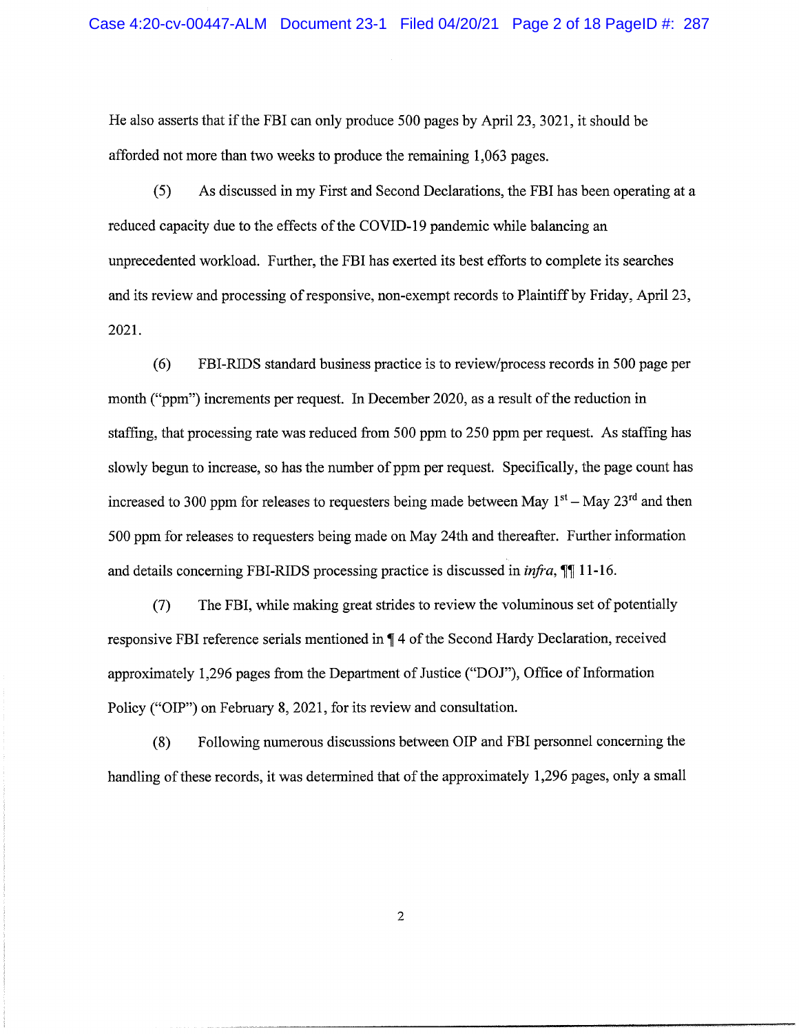He also asserts that if the FBI can only produce 500 pages by April 23, 3021, it should be afforded not more than two weeks to produce the remaining 1,063 pages.

(5) As discussed in my First and Second Declarations, the FBI has been operating at a reduced capacity due to the effects of the COVID-19 pandemic while balancing an unprecedented workload. Further, the FBI has exerted its best efforts to complete its searches and its review and processing of responsive, non-exempt records to Plaintiff by Friday, April 23, 2021.

(6) FBI-RIDS standard business practice is to review/process records in 500 page per month ("ppm") increments per request. In December 2020, as a result of the reduction in staffing, that processing rate was reduced from 500 ppm to 250 ppm per request. As staffing has slowly begun to increase, so has the number of ppm per request. Specifically, the page count has increased to 300 ppm for releases to requesters being made between May 1st – May 23rd and then 500 ppm for releases to requesters being made on May 24th and thereafter. Further information and details concerning FBI-RIDS processing practice is discussed in *infra*, ¶¶ 11-16.

(7) The FBI, while making great strides to review the voluminous set of potentially responsive FBI reference serials mentioned in ¶ 4 of the Second Hardy Declaration, received approximately 1,296 pages from the Department of Justice ("DOJ"), Office of Information Policy ("OIP") on February 8, 2021, for its review and consultation.

(8) Following numerous discussions between OIP and FBI personnel concerning the handling of these records, it was determined that of the approximately 1,296 pages, only a small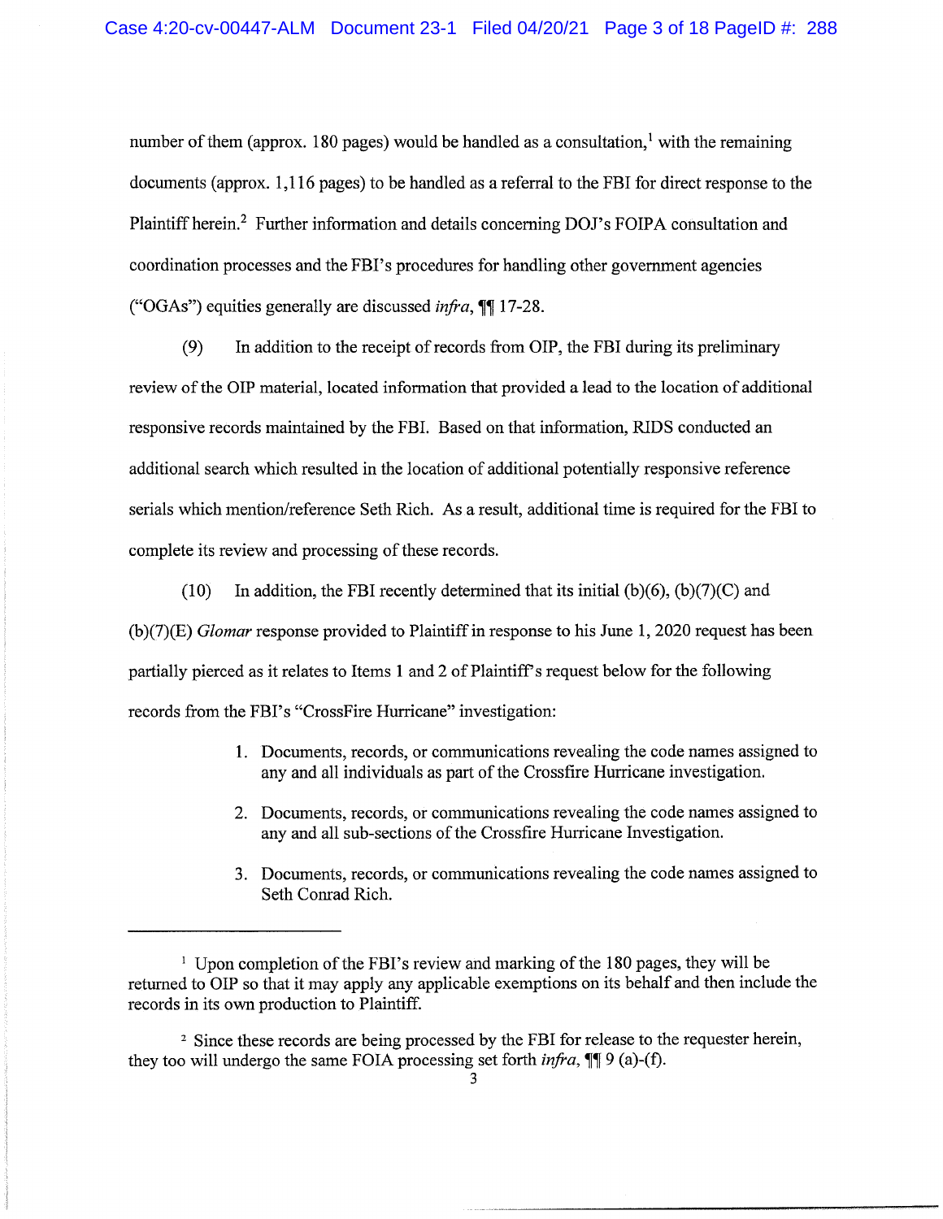number of them (approx. 180 pages) would be handled as a consultation,[1] with the remaining documents (approx. 1,116 pages) to be handled as a referral to the FBI for direct response to the Plaintiff herein.[2] Further information and details concerning DOJ's FOIPA consultation and coordination processes and the FBI's procedures for handling other government agencies ("OGAs") equities generally are discussed *infra*, ¶¶ 17-28.

(9) In addition to the receipt of records from OIP, the FBI during its preliminary review of the OIP material, located information that provided a lead to the location of additional responsive records maintained by the FBI. Based on that information, RIDS conducted an additional search which resulted in the location of additional potentially responsive reference serials which mention/reference Seth Rich. As a result, additional time is required for the FBI to complete its review and processing of these records.

(10) In addition, the FBI recently determined that its initial (b)(6), (b)(7)(C) and (b)(7)(E) *Glomar* response provided to Plaintiff in response to his June 1, 2020 request has been partially pierced as it relates to Items 1 and 2 of Plaintiff's request below for the following records from the FBI's "CrossFire Hurricane" investigation:

> 1. Documents, records, or communications revealing the code names assigned to any and all individuals as part of the Crossfire Hurricane investigation.
> 2. Documents, records, or communications revealing the code names assigned to any and all sub-sections of the Crossfire Hurricane Investigation.
> 3. Documents, records, or communications revealing the code names assigned to Seth Conrad Rich.

---

[1] Upon completion of the FBI's review and marking of the 180 pages, they will be returned to OIP so that it may apply any applicable exemptions on its behalf and then include the records in its own production to Plaintiff.

[2] Since these records are being processed by the FBI for release to the requester herein, they too will undergo the same FOIA processing set forth *infra*, ¶¶ 9 (a)-(f).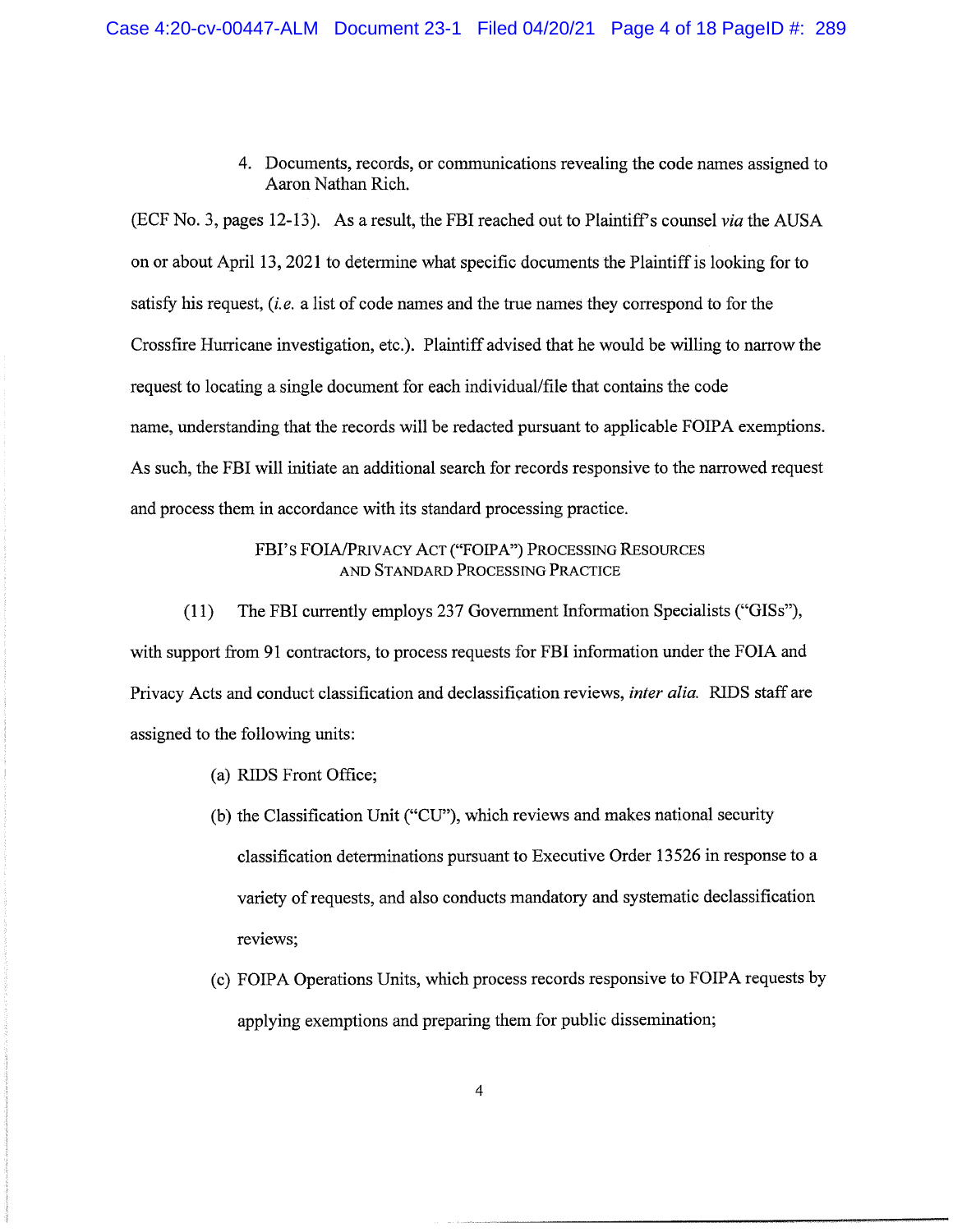4. Documents, records, or communications revealing the code names assigned to Aaron Nathan Rich.

(ECF No. 3, pages 12-13). As a result, the FBI reached out to Plaintiff's counsel *via* the AUSA on or about April 13, 2021 to determine what specific documents the Plaintiff is looking for to satisfy his request, (*i.e.* a list of code names and the true names they correspond to for the Crossfire Hurricane investigation, etc.). Plaintiff advised that he would be willing to narrow the request to locating a single document for each individual/file that contains the code name, understanding that the records will be redacted pursuant to applicable FOIPA exemptions. As such, the FBI will initiate an additional search for records responsive to the narrowed request and process them in accordance with its standard processing practice.

## FBI'S FOIA/PRIVACY ACT ("FOIPA") PROCESSING RESOURCES AND STANDARD PROCESSING PRACTICE

(11) The FBI currently employs 237 Government Information Specialists ("GISs"), with support from 91 contractors, to process requests for FBI information under the FOIA and Privacy Acts and conduct classification and declassification reviews, *inter alia.* RIDS staff are assigned to the following units:

(a) RIDS Front Office;

(b) the Classification Unit ("CU"), which reviews and makes national security classification determinations pursuant to Executive Order 13526 in response to a variety of requests, and also conducts mandatory and systematic declassification reviews;

(c) FOIPA Operations Units, which process records responsive to FOIPA requests by applying exemptions and preparing them for public dissemination;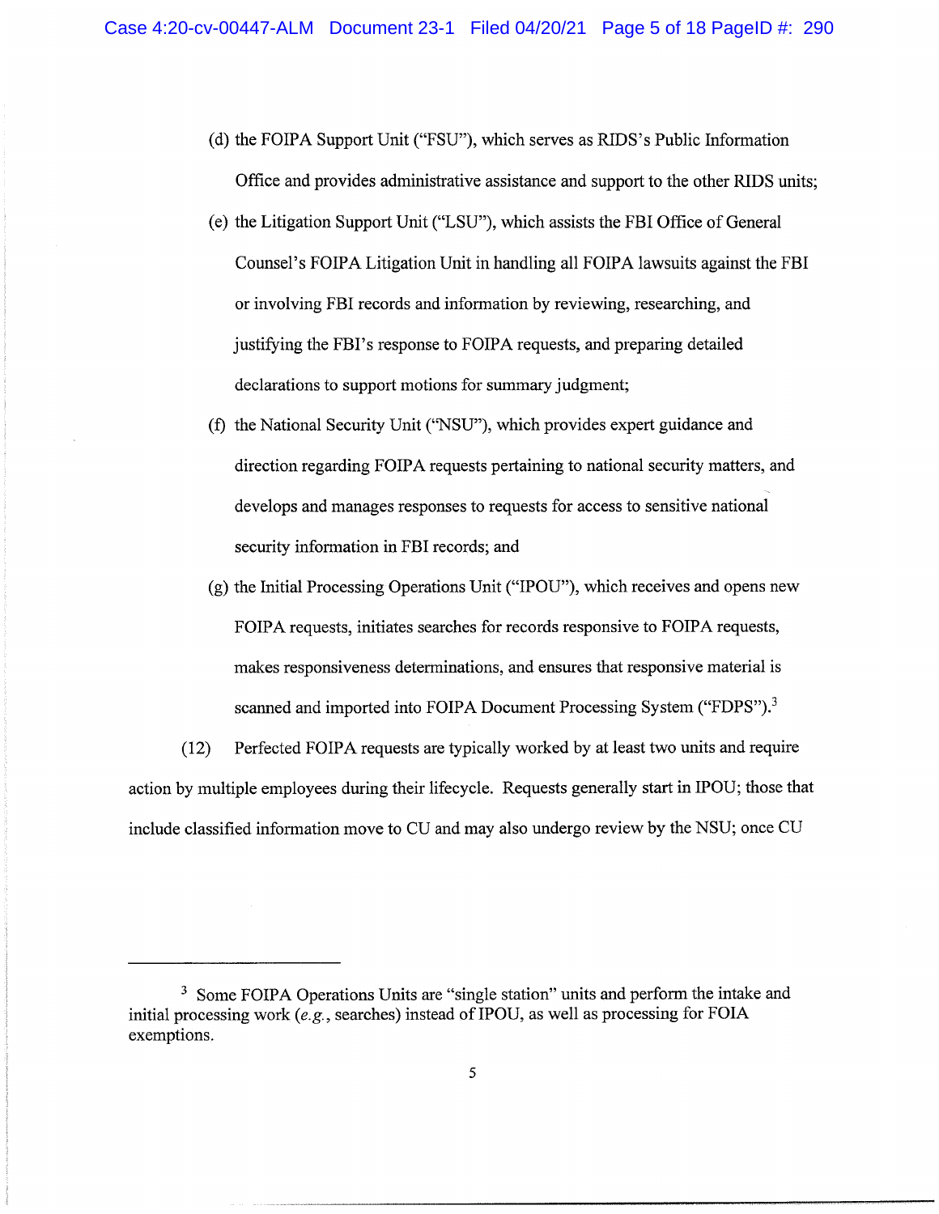(d) the FOIPA Support Unit ("FSU"), which serves as RIDS's Public Information Office and provides administrative assistance and support to the other RIDS units;

(e) the Litigation Support Unit ("LSU"), which assists the FBI Office of General Counsel's FOIPA Litigation Unit in handling all FOIPA lawsuits against the FBI or involving FBI records and information by reviewing, researching, and justifying the FBI's response to FOIPA requests, and preparing detailed declarations to support motions for summary judgment;

(f) the National Security Unit ("NSU"), which provides expert guidance and direction regarding FOIPA requests pertaining to national security matters, and develops and manages responses to requests for access to sensitive national security information in FBI records; and

(g) the Initial Processing Operations Unit ("IPOU"), which receives and opens new FOIPA requests, initiates searches for records responsive to FOIPA requests, makes responsiveness determinations, and ensures that responsive material is scanned and imported into FOIPA Document Processing System ("FDPS").[3]

(12) Perfected FOIPA requests are typically worked by at least two units and require action by multiple employees during their lifecycle. Requests generally start in IPOU; those that include classified information move to CU and may also undergo review by the NSU; once CU

---

[3] Some FOIPA Operations Units are "single station" units and perform the intake and initial processing work (*e.g.*, searches) instead of IPOU, as well as processing for FOIA exemptions.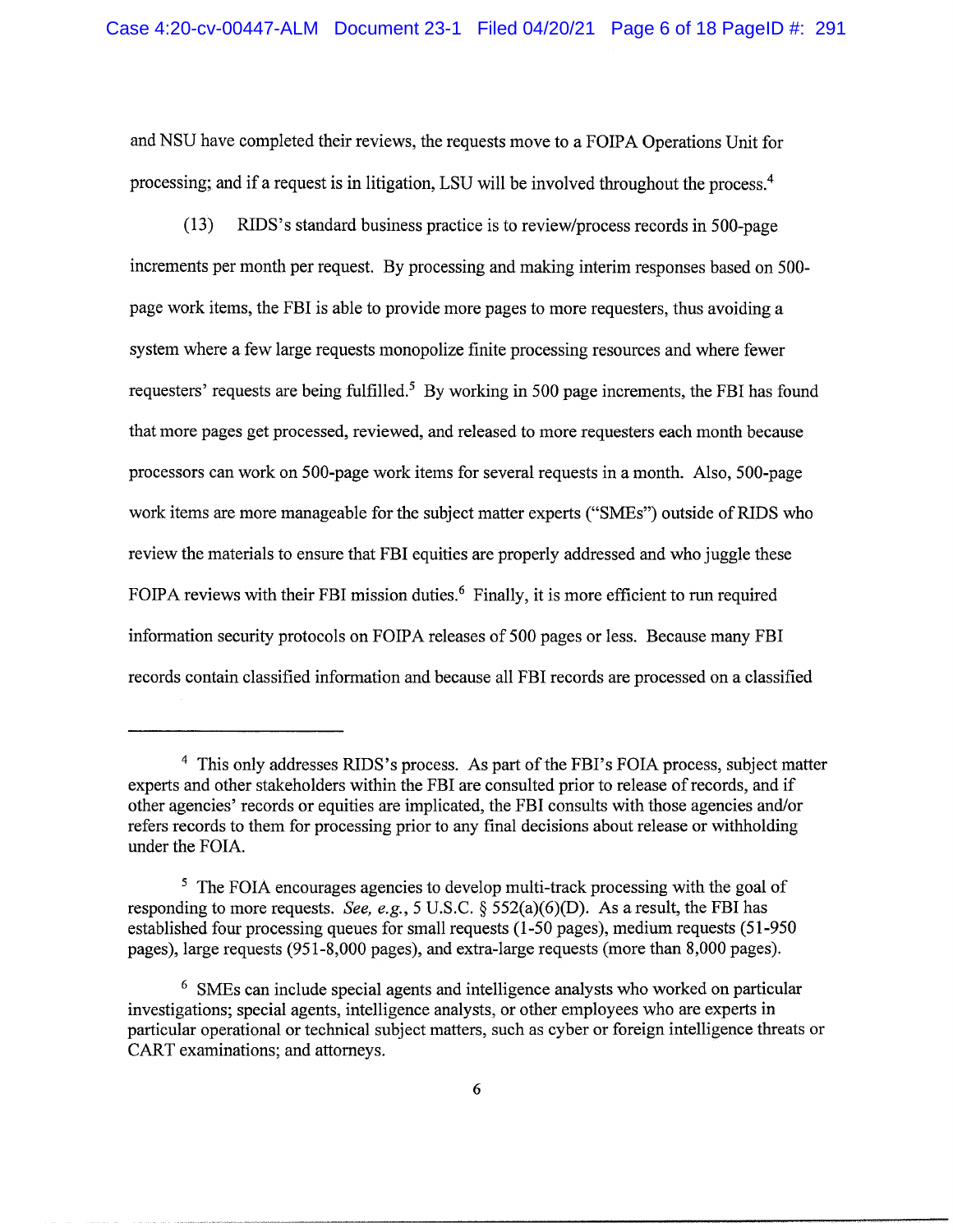and NSU have completed their reviews, the requests move to a FOIPA Operations Unit for processing; and if a request is in litigation, LSU will be involved throughout the process.[4]

(13) RIDS's standard business practice is to review/process records in 500-page increments per month per request. By processing and making interim responses based on 500-page work items, the FBI is able to provide more pages to more requesters, thus avoiding a system where a few large requests monopolize finite processing resources and where fewer requesters' requests are being fulfilled.[5] By working in 500 page increments, the FBI has found that more pages get processed, reviewed, and released to more requesters each month because processors can work on 500-page work items for several requests in a month. Also, 500-page work items are more manageable for the subject matter experts ("SMEs") outside of RIDS who review the materials to ensure that FBI equities are properly addressed and who juggle these FOIPA reviews with their FBI mission duties.[6] Finally, it is more efficient to run required information security protocols on FOIPA releases of 500 pages or less. Because many FBI records contain classified information and because all FBI records are processed on a classified

---

[4] This only addresses RIDS's process. As part of the FBI's FOIA process, subject matter experts and other stakeholders within the FBI are consulted prior to release of records, and if other agencies' records or equities are implicated, the FBI consults with those agencies and/or refers records to them for processing prior to any final decisions about release or withholding under the FOIA.

[5] The FOIA encourages agencies to develop multi-track processing with the goal of responding to more requests. *See, e.g.*, 5 U.S.C. § 552(a)(6)(D). As a result, the FBI has established four processing queues for small requests (1-50 pages), medium requests (51-950 pages), large requests (951-8,000 pages), and extra-large requests (more than 8,000 pages).

[6] SMEs can include special agents and intelligence analysts who worked on particular investigations; special agents, intelligence analysts, or other employees who are experts in particular operational or technical subject matters, such as cyber or foreign intelligence threats or CART examinations; and attorneys.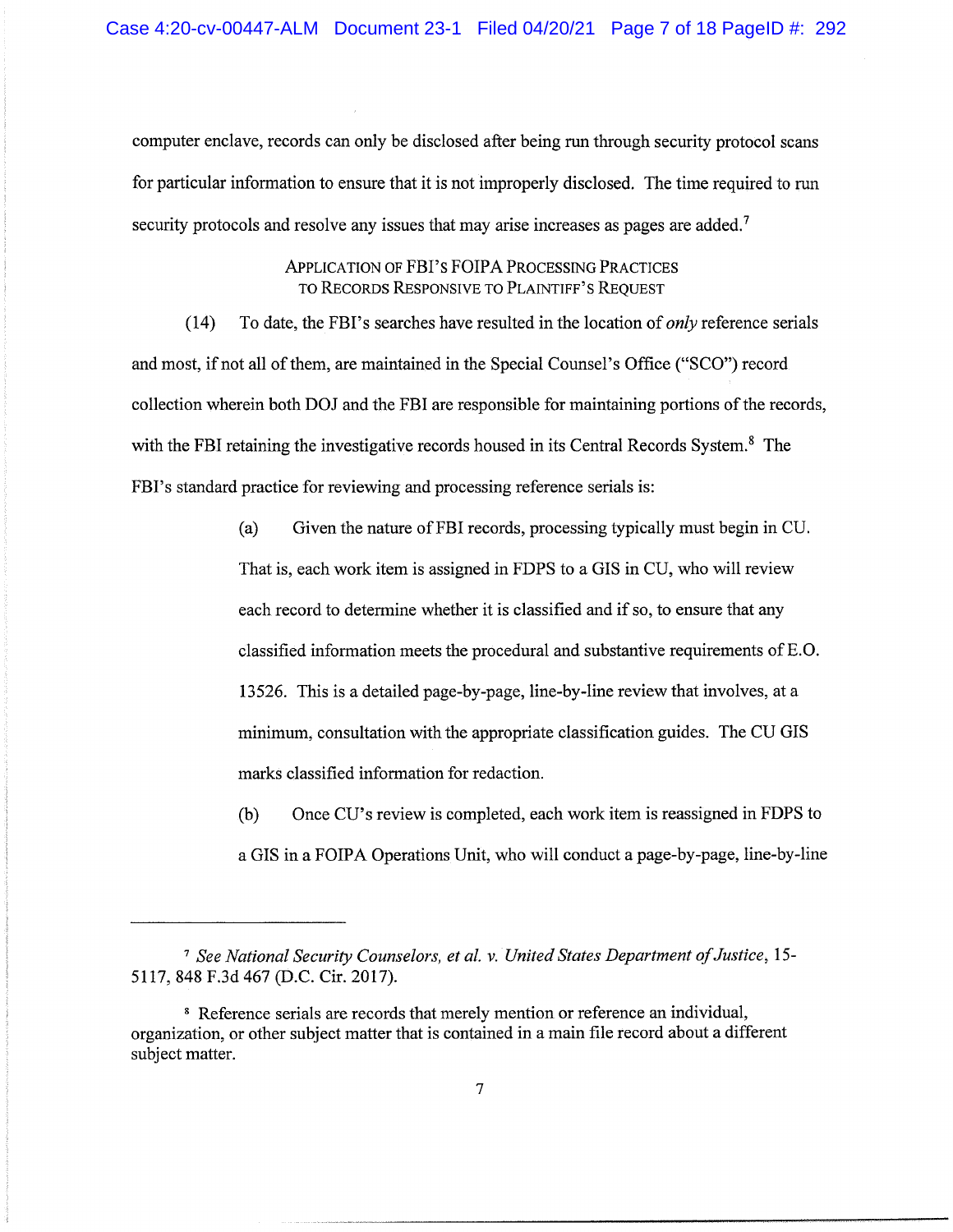computer enclave, records can only be disclosed after being run through security protocol scans for particular information to ensure that it is not improperly disclosed. The time required to run security protocols and resolve any issues that may arise increases as pages are added.[7]

### APPLICATION OF FBI'S FOIPA PROCESSING PRACTICES TO RECORDS RESPONSIVE TO PLAINTIFF'S REQUEST

(14) To date, the FBI's searches have resulted in the location of *only* reference serials and most, if not all of them, are maintained in the Special Counsel's Office ("SCO") record collection wherein both DOJ and the FBI are responsible for maintaining portions of the records, with the FBI retaining the investigative records housed in its Central Records System.[8] The FBI's standard practice for reviewing and processing reference serials is:

> (a) Given the nature of FBI records, processing typically must begin in CU. That is, each work item is assigned in FDPS to a GIS in CU, who will review each record to determine whether it is classified and if so, to ensure that any classified information meets the procedural and substantive requirements of E.O. 13526. This is a detailed page-by-page, line-by-line review that involves, at a minimum, consultation with the appropriate classification guides. The CU GIS marks classified information for redaction.
>
> (b) Once CU's review is completed, each work item is reassigned in FDPS to a GIS in a FOIPA Operations Unit, who will conduct a page-by-page, line-by-line

---

[7] *See National Security Counselors, et al. v. United States Department of Justice*, 15-5117, 848 F.3d 467 (D.C. Cir. 2017).

[8] Reference serials are records that merely mention or reference an individual, organization, or other subject matter that is contained in a main file record about a different subject matter.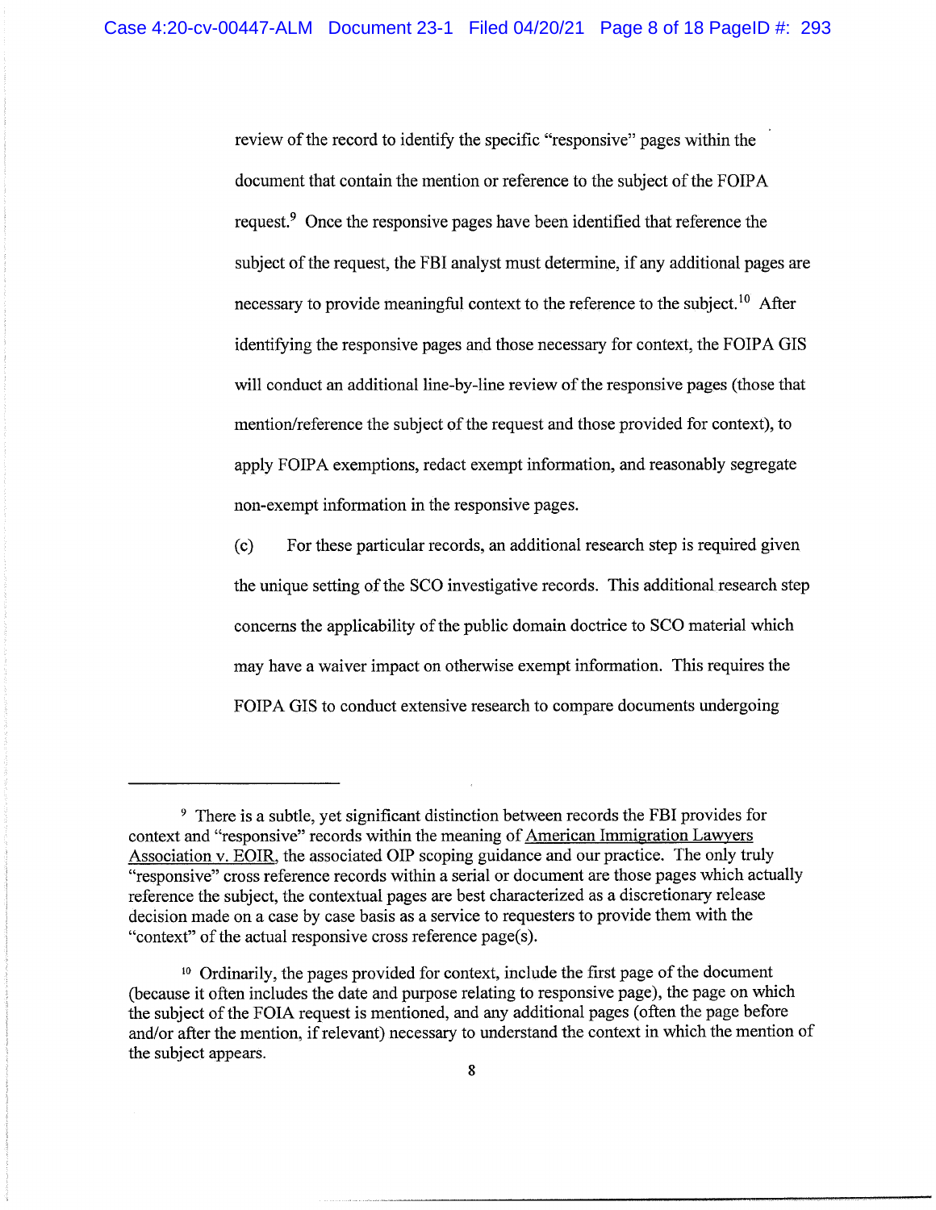review of the record to identify the specific "responsive" pages within the document that contain the mention or reference to the subject of the FOIPA request.[9] Once the responsive pages have been identified that reference the subject of the request, the FBI analyst must determine, if any additional pages are necessary to provide meaningful context to the reference to the subject.[10] After identifying the responsive pages and those necessary for context, the FOIPA GIS will conduct an additional line-by-line review of the responsive pages (those that mention/reference the subject of the request and those provided for context), to apply FOIPA exemptions, redact exempt information, and reasonably segregate non-exempt information in the responsive pages.

(c) For these particular records, an additional research step is required given the unique setting of the SCO investigative records. This additional research step concerns the applicability of the public domain doctrice to SCO material which may have a waiver impact on otherwise exempt information. This requires the FOIPA GIS to conduct extensive research to compare documents undergoing

---

[9] There is a subtle, yet significant distinction between records the FBI provides for context and "responsive" records within the meaning of American Immigration Lawyers Association v. EOIR, the associated OIP scoping guidance and our practice. The only truly "responsive" cross reference records within a serial or document are those pages which actually reference the subject, the contextual pages are best characterized as a discretionary release decision made on a case by case basis as a service to requesters to provide them with the "context" of the actual responsive cross reference page(s).

[10] Ordinarily, the pages provided for context, include the first page of the document (because it often includes the date and purpose relating to responsive page), the page on which the subject of the FOIA request is mentioned, and any additional pages (often the page before and/or after the mention, if relevant) necessary to understand the context in which the mention of the subject appears.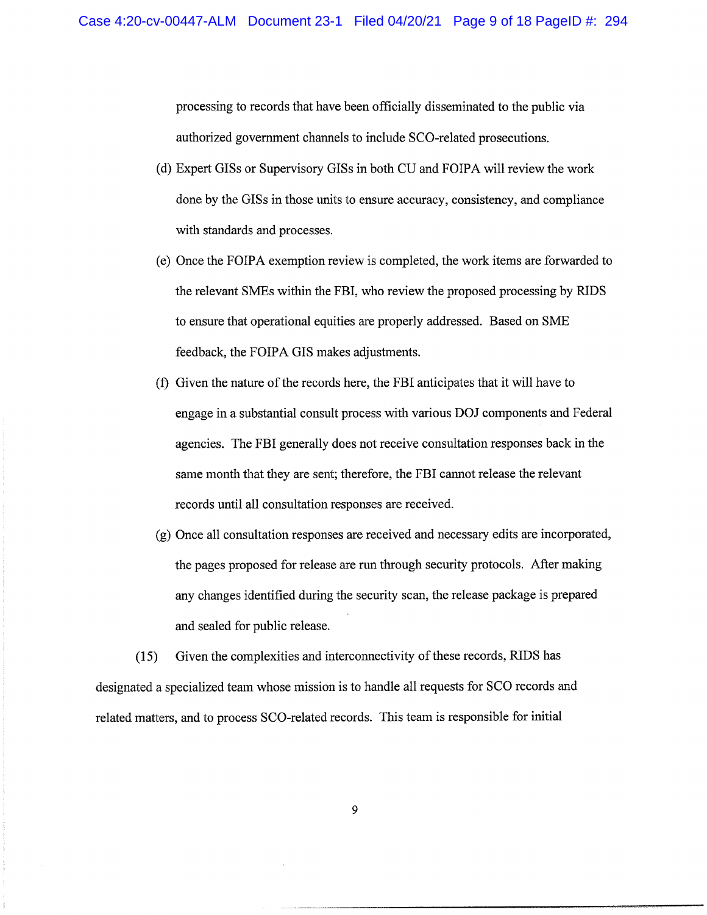processing to records that have been officially disseminated to the public via authorized government channels to include SCO-related prosecutions.

(d) Expert GISs or Supervisory GISs in both CU and FOIPA will review the work done by the GISs in those units to ensure accuracy, consistency, and compliance with standards and processes.

(e) Once the FOIPA exemption review is completed, the work items are forwarded to the relevant SMEs within the FBI, who review the proposed processing by RIDS to ensure that operational equities are properly addressed. Based on SME feedback, the FOIPA GIS makes adjustments.

(f) Given the nature of the records here, the FBI anticipates that it will have to engage in a substantial consult process with various DOJ components and Federal agencies. The FBI generally does not receive consultation responses back in the same month that they are sent; therefore, the FBI cannot release the relevant records until all consultation responses are received.

(g) Once all consultation responses are received and necessary edits are incorporated, the pages proposed for release are run through security protocols. After making any changes identified during the security scan, the release package is prepared and sealed for public release.

(15) Given the complexities and interconnectivity of these records, RIDS has designated a specialized team whose mission is to handle all requests for SCO records and related matters, and to process SCO-related records. This team is responsible for initial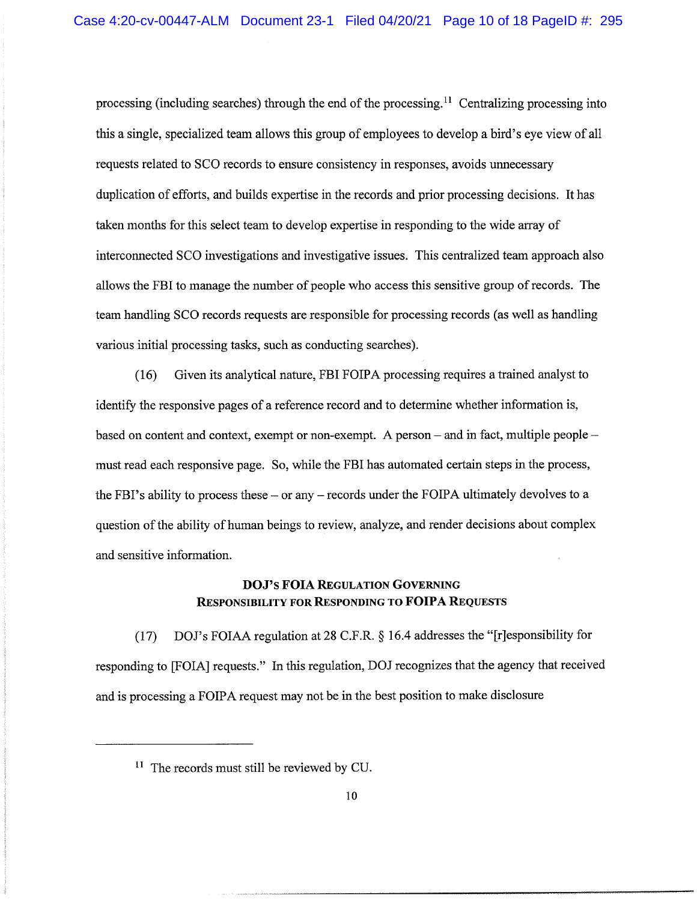processing (including searches) through the end of the processing.[11] Centralizing processing into this a single, specialized team allows this group of employees to develop a bird's eye view of all requests related to SCO records to ensure consistency in responses, avoids unnecessary duplication of efforts, and builds expertise in the records and prior processing decisions. It has taken months for this select team to develop expertise in responding to the wide array of interconnected SCO investigations and investigative issues. This centralized team approach also allows the FBI to manage the number of people who access this sensitive group of records. The team handling SCO records requests are responsible for processing records (as well as handling various initial processing tasks, such as conducting searches).

(16) Given its analytical nature, FBI FOIPA processing requires a trained analyst to identify the responsive pages of a reference record and to determine whether information is, based on content and context, exempt or non-exempt. A person – and in fact, multiple people – must read each responsive page. So, while the FBI has automated certain steps in the process, the FBI's ability to process these – or any – records under the FOIPA ultimately devolves to a question of the ability of human beings to review, analyze, and render decisions about complex and sensitive information.

### DOJ's FOIA Regulation Governing Responsibility for Responding to FOIPA Requests

(17) DOJ's FOIAA regulation at 28 C.F.R. § 16.4 addresses the "[r]esponsibility for responding to [FOIA] requests." In this regulation, DOJ recognizes that the agency that received and is processing a FOIPA request may not be in the best position to make disclosure

---

[11] The records must still be reviewed by CU.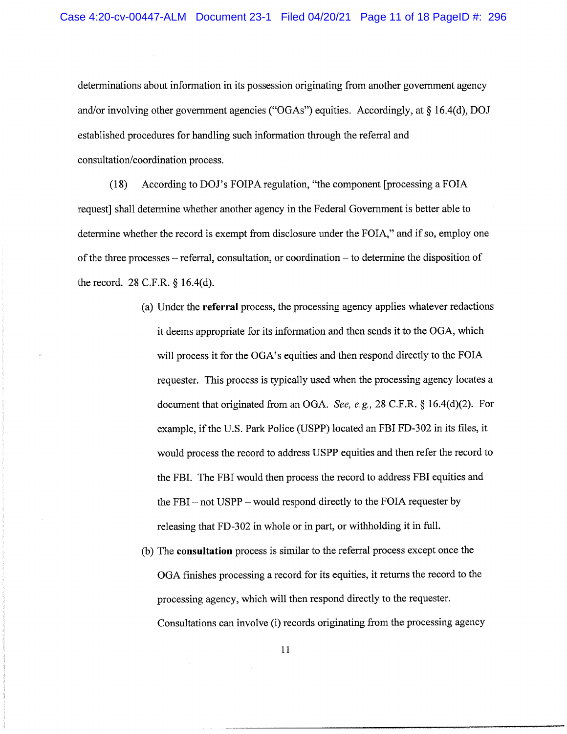determinations about information in its possession originating from another government agency and/or involving other government agencies ("OGAs") equities. Accordingly, at § 16.4(d), DOJ established procedures for handling such information through the referral and consultation/coordination process.

(18) According to DOJ's FOIPA regulation, "the component [processing a FOIA request] shall determine whether another agency in the Federal Government is better able to determine whether the record is exempt from disclosure under the FOIA," and if so, employ one of the three processes – referral, consultation, or coordination – to determine the disposition of the record. 28 C.F.R. § 16.4(d).

(a) Under the **referral** process, the processing agency applies whatever redactions it deems appropriate for its information and then sends it to the OGA, which will process it for the OGA's equities and then respond directly to the FOIA requester. This process is typically used when the processing agency locates a document that originated from an OGA. *See, e.g.,* 28 C.F.R. § 16.4(d)(2). For example, if the U.S. Park Police (USPP) located an FBI FD-302 in its files, it would process the record to address USPP equities and then refer the record to the FBI. The FBI would then process the record to address FBI equities and the FBI – not USPP – would respond directly to the FOIA requester by releasing that FD-302 in whole or in part, or withholding it in full.

(b) The **consultation** process is similar to the referral process except once the OGA finishes processing a record for its equities, it returns the record to the processing agency, which will then respond directly to the requester. Consultations can involve (i) records originating from the processing agency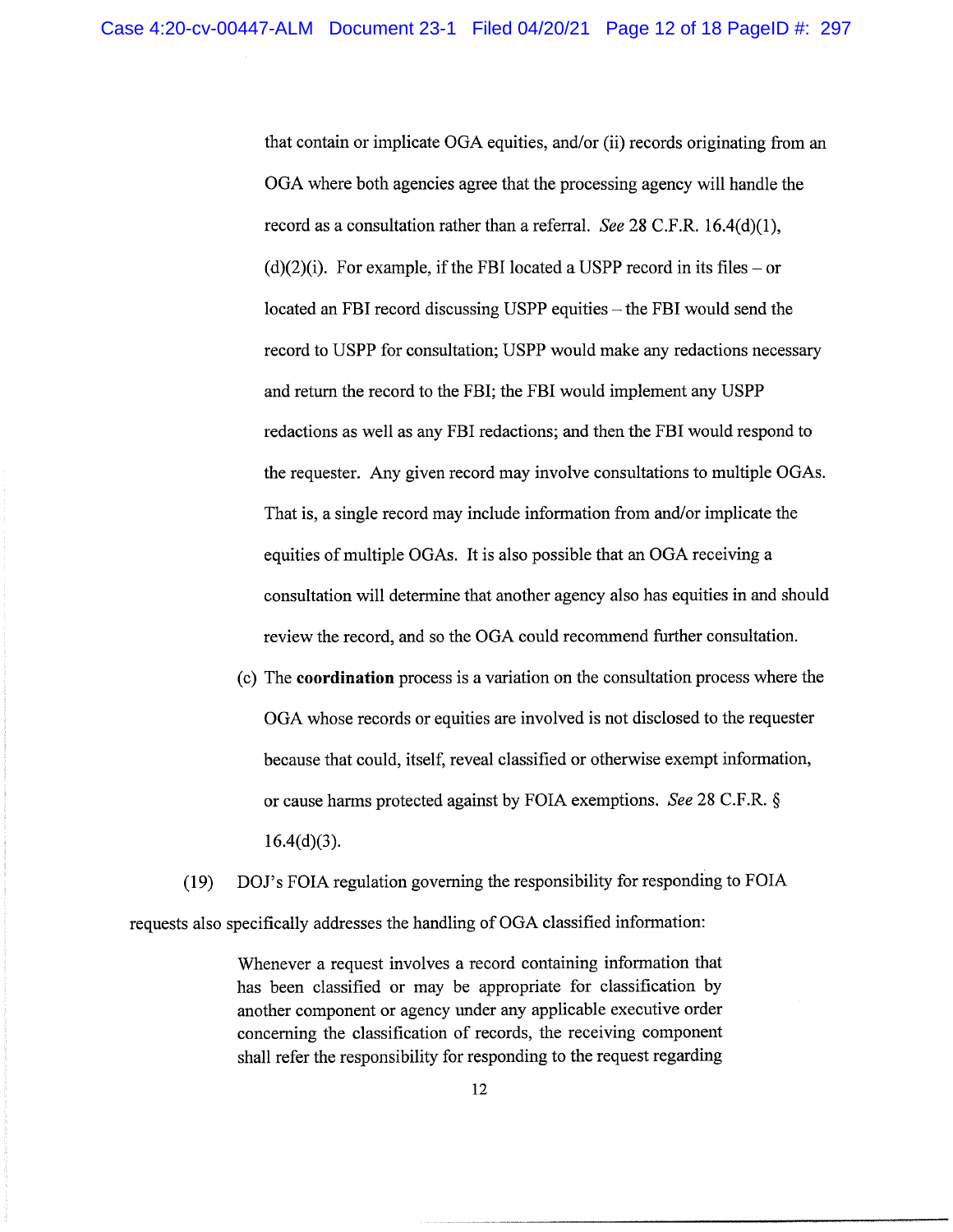that contain or implicate OGA equities, and/or (ii) records originating from an OGA where both agencies agree that the processing agency will handle the record as a consultation rather than a referral. *See* 28 C.F.R. 16.4(d)(1), (d)(2)(i). For example, if the FBI located a USPP record in its files – or located an FBI record discussing USPP equities – the FBI would send the record to USPP for consultation; USPP would make any redactions necessary and return the record to the FBI; the FBI would implement any USPP redactions as well as any FBI redactions; and then the FBI would respond to the requester. Any given record may involve consultations to multiple OGAs. That is, a single record may include information from and/or implicate the equities of multiple OGAs. It is also possible that an OGA receiving a consultation will determine that another agency also has equities in and should review the record, and so the OGA could recommend further consultation.

(c) The **coordination** process is a variation on the consultation process where the OGA whose records or equities are involved is not disclosed to the requester because that could, itself, reveal classified or otherwise exempt information, or cause harms protected against by FOIA exemptions. *See* 28 C.F.R. § 16.4(d)(3).

(19) DOJ's FOIA regulation governing the responsibility for responding to FOIA requests also specifically addresses the handling of OGA classified information:

> Whenever a request involves a record containing information that has been classified or may be appropriate for classification by another component or agency under any applicable executive order concerning the classification of records, the receiving component shall refer the responsibility for responding to the request regarding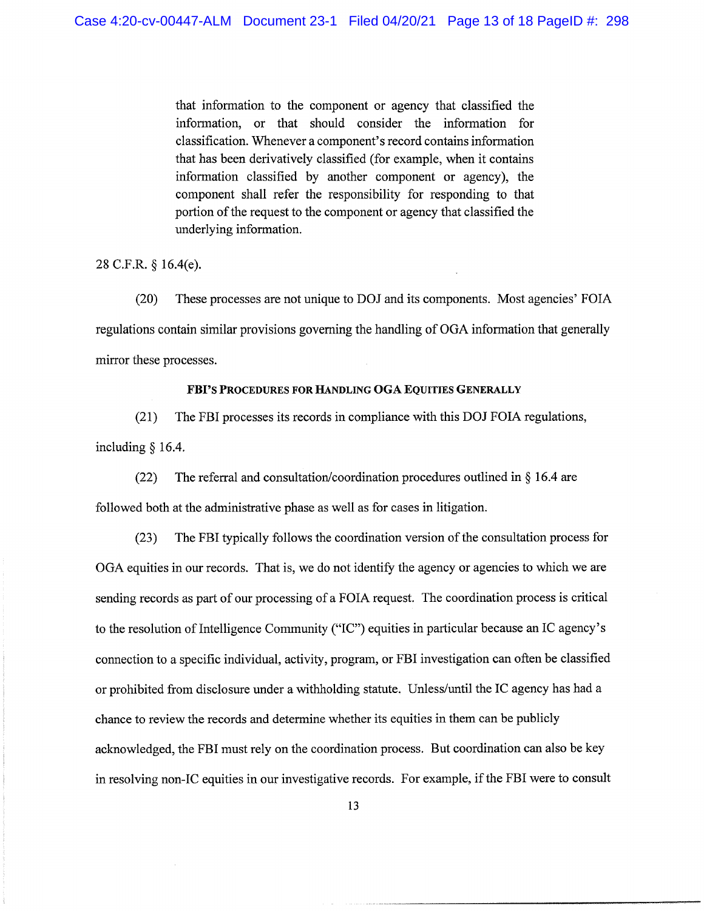> that information to the component or agency that classified the information, or that should consider the information for classification. Whenever a component's record contains information that has been derivatively classified (for example, when it contains information classified by another component or agency), the component shall refer the responsibility for responding to that portion of the request to the component or agency that classified the underlying information.

28 C.F.R. § 16.4(e).

(20) These processes are not unique to DOJ and its components. Most agencies' FOIA regulations contain similar provisions governing the handling of OGA information that generally mirror these processes.

**FBI'S PROCEDURES FOR HANDLING OGA EQUITIES GENERALLY**

(21) The FBI processes its records in compliance with this DOJ FOIA regulations, including § 16.4.

(22) The referral and consultation/coordination procedures outlined in § 16.4 are followed both at the administrative phase as well as for cases in litigation.

(23) The FBI typically follows the coordination version of the consultation process for OGA equities in our records. That is, we do not identify the agency or agencies to which we are sending records as part of our processing of a FOIA request. The coordination process is critical to the resolution of Intelligence Community ("IC") equities in particular because an IC agency's connection to a specific individual, activity, program, or FBI investigation can often be classified or prohibited from disclosure under a withholding statute. Unless/until the IC agency has had a chance to review the records and determine whether its equities in them can be publicly acknowledged, the FBI must rely on the coordination process. But coordination can also be key in resolving non-IC equities in our investigative records. For example, if the FBI were to consult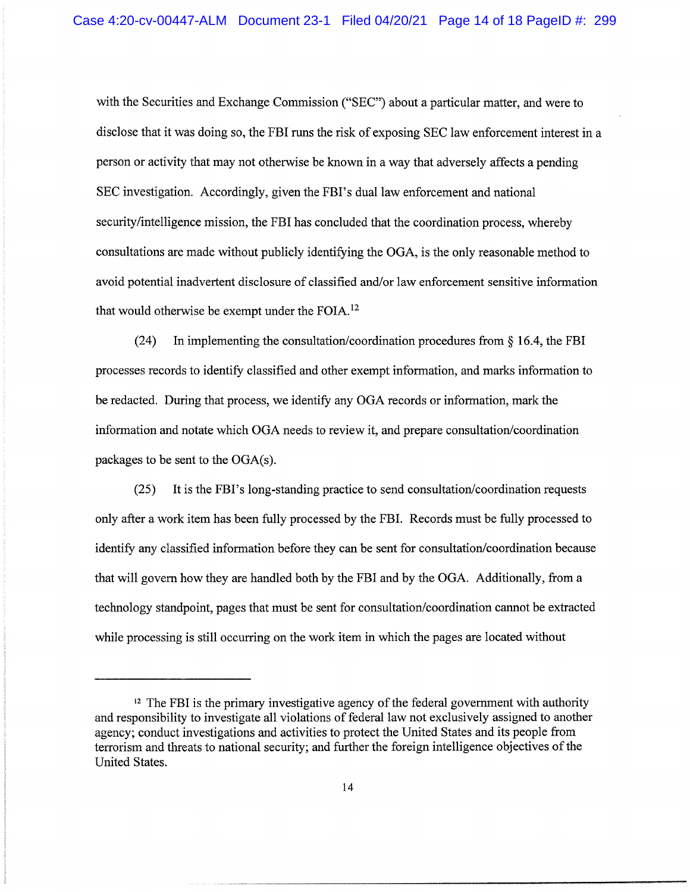with the Securities and Exchange Commission ("SEC") about a particular matter, and were to disclose that it was doing so, the FBI runs the risk of exposing SEC law enforcement interest in a person or activity that may not otherwise be known in a way that adversely affects a pending SEC investigation. Accordingly, given the FBI's dual law enforcement and national security/intelligence mission, the FBI has concluded that the coordination process, whereby consultations are made without publicly identifying the OGA, is the only reasonable method to avoid potential inadvertent disclosure of classified and/or law enforcement sensitive information that would otherwise be exempt under the FOIA.[12]

(24) In implementing the consultation/coordination procedures from § 16.4, the FBI processes records to identify classified and other exempt information, and marks information to be redacted. During that process, we identify any OGA records or information, mark the information and notate which OGA needs to review it, and prepare consultation/coordination packages to be sent to the OGA(s).

(25) It is the FBI's long-standing practice to send consultation/coordination requests only after a work item has been fully processed by the FBI. Records must be fully processed to identify any classified information before they can be sent for consultation/coordination because that will govern how they are handled both by the FBI and by the OGA. Additionally, from a technology standpoint, pages that must be sent for consultation/coordination cannot be extracted while processing is still occurring on the work item in which the pages are located without

---

[12] The FBI is the primary investigative agency of the federal government with authority and responsibility to investigate all violations of federal law not exclusively assigned to another agency; conduct investigations and activities to protect the United States and its people from terrorism and threats to national security; and further the foreign intelligence objectives of the United States.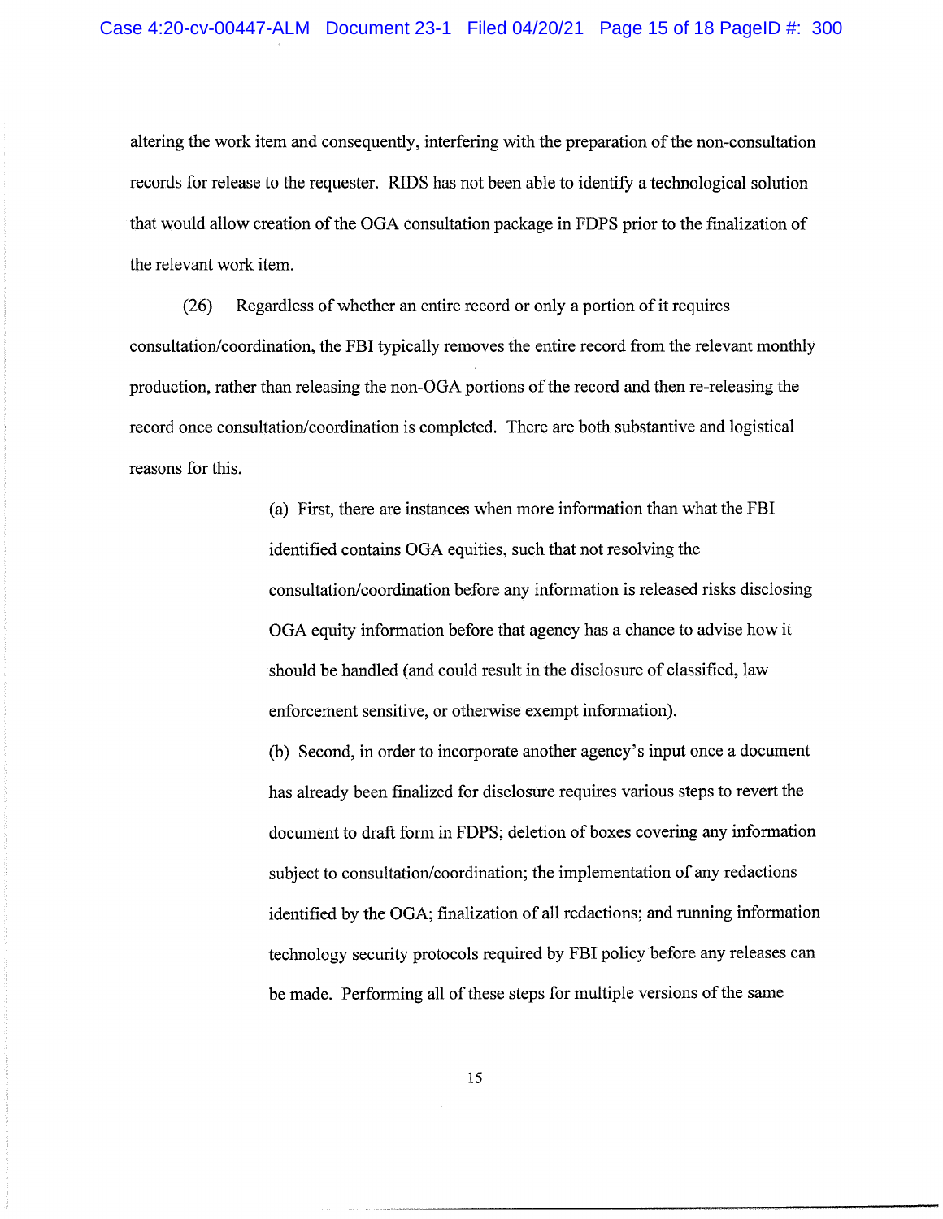altering the work item and consequently, interfering with the preparation of the non-consultation records for release to the requester. RIDS has not been able to identify a technological solution that would allow creation of the OGA consultation package in FDPS prior to the finalization of the relevant work item.

(26) Regardless of whether an entire record or only a portion of it requires consultation/coordination, the FBI typically removes the entire record from the relevant monthly production, rather than releasing the non-OGA portions of the record and then re-releasing the record once consultation/coordination is completed. There are both substantive and logistical reasons for this.

> (a) First, there are instances when more information than what the FBI identified contains OGA equities, such that not resolving the consultation/coordination before any information is released risks disclosing OGA equity information before that agency has a chance to advise how it should be handled (and could result in the disclosure of classified, law enforcement sensitive, or otherwise exempt information).
>
> (b) Second, in order to incorporate another agency's input once a document has already been finalized for disclosure requires various steps to revert the document to draft form in FDPS; deletion of boxes covering any information subject to consultation/coordination; the implementation of any redactions identified by the OGA; finalization of all redactions; and running information technology security protocols required by FBI policy before any releases can be made. Performing all of these steps for multiple versions of the same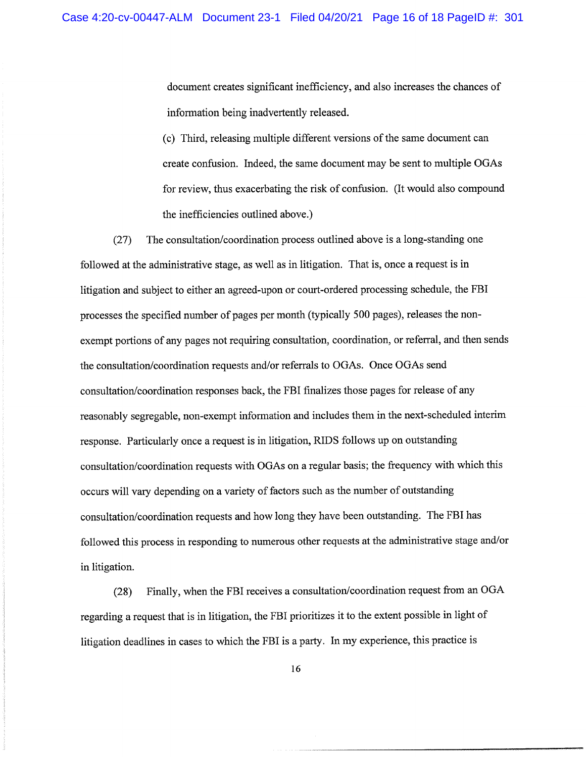document creates significant inefficiency, and also increases the chances of information being inadvertently released.

(c) Third, releasing multiple different versions of the same document can create confusion. Indeed, the same document may be sent to multiple OGAs for review, thus exacerbating the risk of confusion. (It would also compound the inefficiencies outlined above.)

(27) The consultation/coordination process outlined above is a long-standing one followed at the administrative stage, as well as in litigation. That is, once a request is in litigation and subject to either an agreed-upon or court-ordered processing schedule, the FBI processes the specified number of pages per month (typically 500 pages), releases the non-exempt portions of any pages not requiring consultation, coordination, or referral, and then sends the consultation/coordination requests and/or referrals to OGAs. Once OGAs send consultation/coordination responses back, the FBI finalizes those pages for release of any reasonably segregable, non-exempt information and includes them in the next-scheduled interim response. Particularly once a request is in litigation, RIDS follows up on outstanding consultation/coordination requests with OGAs on a regular basis; the frequency with which this occurs will vary depending on a variety of factors such as the number of outstanding consultation/coordination requests and how long they have been outstanding. The FBI has followed this process in responding to numerous other requests at the administrative stage and/or in litigation.

(28) Finally, when the FBI receives a consultation/coordination request from an OGA regarding a request that is in litigation, the FBI prioritizes it to the extent possible in light of litigation deadlines in cases to which the FBI is a party. In my experience, this practice is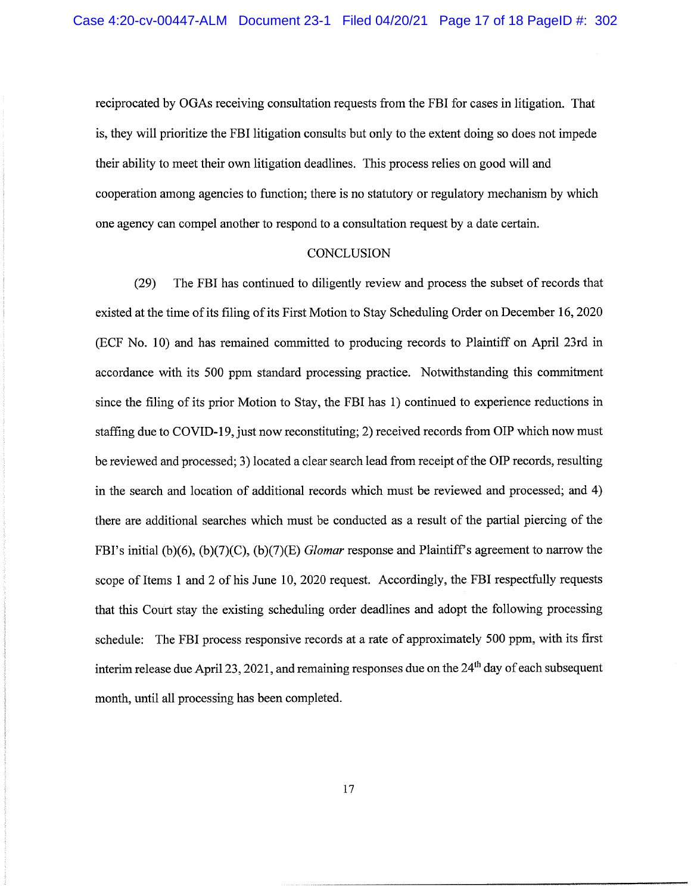reciprocated by OGAs receiving consultation requests from the FBI for cases in litigation. That is, they will prioritize the FBI litigation consults but only to the extent doing so does not impede their ability to meet their own litigation deadlines. This process relies on good will and cooperation among agencies to function; there is no statutory or regulatory mechanism by which one agency can compel another to respond to a consultation request by a date certain.

## CONCLUSION

(29) The FBI has continued to diligently review and process the subset of records that existed at the time of its filing of its First Motion to Stay Scheduling Order on December 16, 2020 (ECF No. 10) and has remained committed to producing records to Plaintiff on April 23rd in accordance with its 500 ppm standard processing practice. Notwithstanding this commitment since the filing of its prior Motion to Stay, the FBI has 1) continued to experience reductions in staffing due to COVID-19, just now reconstituting; 2) received records from OIP which now must be reviewed and processed; 3) located a clear search lead from receipt of the OIP records, resulting in the search and location of additional records which must be reviewed and processed; and 4) there are additional searches which must be conducted as a result of the partial piercing of the FBI's initial (b)(6), (b)(7)(C), (b)(7)(E) *Glomar* response and Plaintiff's agreement to narrow the scope of Items 1 and 2 of his June 10, 2020 request. Accordingly, the FBI respectfully requests that this Court stay the existing scheduling order deadlines and adopt the following processing schedule: The FBI process responsive records at a rate of approximately 500 ppm, with its first interim release due April 23, 2021, and remaining responses due on the 24th day of each subsequent month, until all processing has been completed.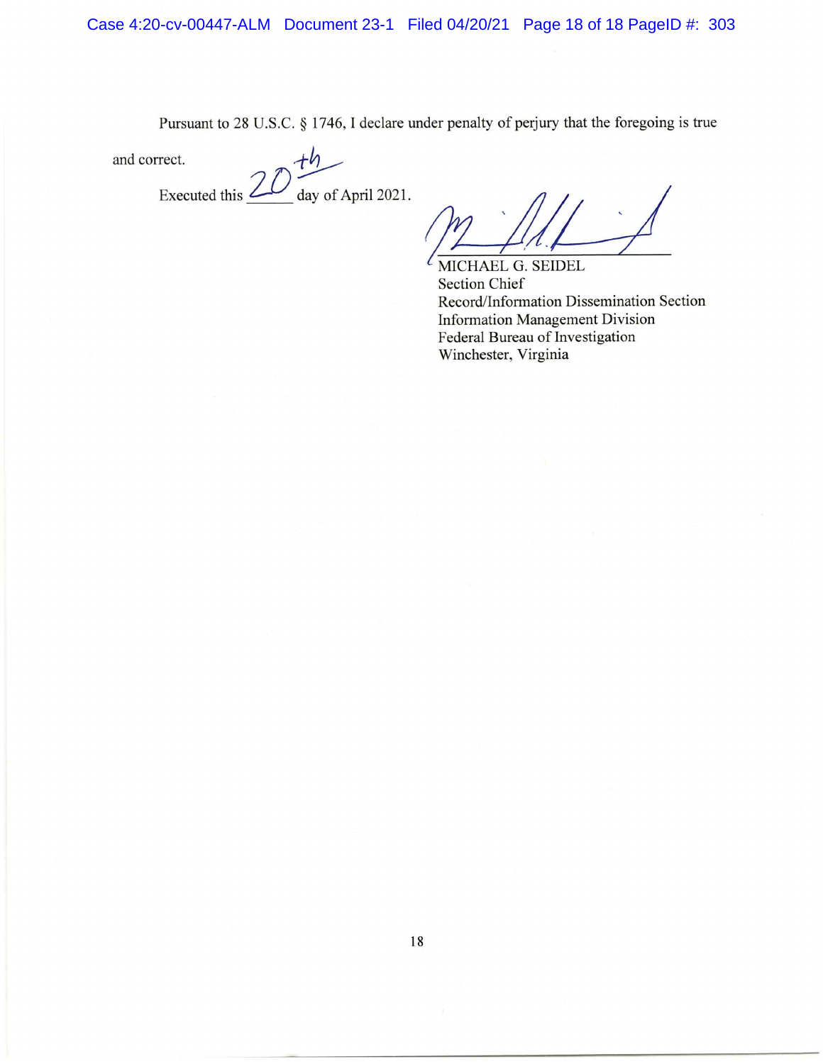Pursuant to 28 U.S.C. § 1746, I declare under penalty of perjury that the foregoing is true and correct.

Executed this 20th day of April 2021.

MICHAEL G. SEIDEL
Section Chief
Record/Information Dissemination Section
Information Management Division
Federal Bureau of Investigation
Winchester, Virginia